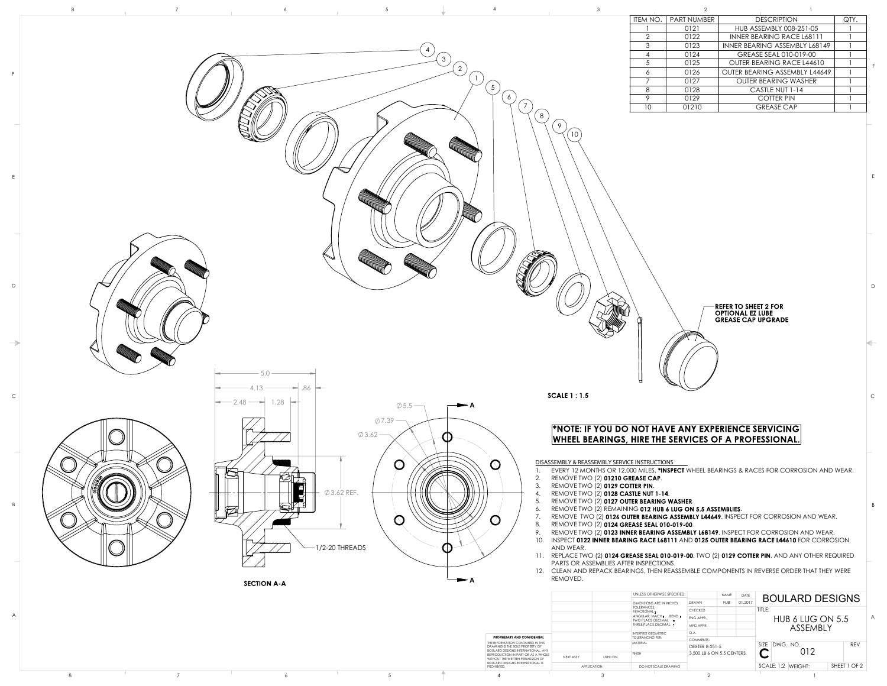| ITEM NO. | PART NUMBER | DESCRIPTION | QTY. |
|---|---|---|---|
| 1 | 0121 | HUB ASSEMBLY 008-251-05 | 1 |
| 2 | 0122 | INNER BEARING RACE L68111 | 1 |
| 3 | 0123 | INNER BEARING ASSEMBLY L68149 | 1 |
| 4 | 0124 | GREASE SEAL 010-019-00 | 1 |
| 5 | 0125 | OUTER BEARING RACE L44610 | 1 |
| 6 | 0126 | OUTER BEARING ASSEMBLY L44649 | 1 |
| 7 | 0127 | OUTER BEARING WASHER | 1 |
| 8 | 0128 | CASTLE NUT 1-14 | 1 |
| 9 | 0129 | COTTER PIN | 1 |
| 10 | 01210 | GREASE CAP | 1 |

**REFER TO SHEET 2 FOR OPTIONAL EZ LUBE GREASE CAP UPGRADE**

**SCALE 1 : 1.5**

5.0
4.13 .86
2.48 1.28

⌀5.5
⌀7.39
⌀3.62
⌀3.62 REF.
1/2-20 THREADS

**SECTION A-A**

**\*NOTE: IF YOU DO NOT HAVE ANY EXPERIENCE SERVICING WHEEL BEARINGS, HIRE THE SERVICES OF A PROFESSIONAL.**

DISASSEMBLY & REASSEMBLY SERVICE INSTRUCTIONS

1. EVERY 12 MONTHS OR 12,000 MILES, **\*INSPECT** WHEEL BEARINGS & RACES FOR CORROSION AND WEAR.
2. REMOVE TWO (2) **01210 GREASE CAP**.
3. REMOVE TWO (2) **0129 COTTER PIN**.
4. REMOVE TWO (2) **0128 CASTLE NUT 1-14**.
5. REMOVE TWO (2) **0127 OUTER BEARING WASHER**.
6. REMOVE TWO (2) REMAINING **012 HUB 6 LUG ON 5.5 ASSEMBLIES**.
7. REMOVE TWO (2) **0126 OUTER BEARING ASSEMBLY L44649**. INSPECT FOR CORROSION AND WEAR.
8. REMOVE TWO (2) **0124 GREASE SEAL 010-019-00**.
9. REMOVE TWO (2) **0123 INNER BEARING ASSEMBLY L68149**. INSPECT FOR CORROSION AND WEAR.
10. INSPECT **0122 INNER BEARING RACE L68111** AND **0125 OUTER BEARING RACE L44610** FOR CORROSION AND WEAR.
11. REPLACE TWO (2) **0124 GREASE SEAL 010-019-00**, TWO (2) **0129 COTTER PIN**, AND ANY OTHER REQUIRED PARTS OR ASSEMBLIES AFTER INSPECTIONS.
12. CLEAN AND REPACK BEARINGS, THEN REASSEMBLE COMPONENTS IN REVERSE ORDER THAT THEY WERE REMOVED.

**PROPRIETARY AND CONFIDENTIAL**

THE INFORMATION CONTAINED IN THIS DRAWING IS THE SOLE PROPERTY OF BOULARD DESIGNS INTERNATIONAL. ANY REPRODUCTION IN PART OR AS A WHOLE WITHOUT THE WRITTEN PERMISSION OF BOULARD DESIGNS INTERNATIONAL IS PROHIBITED.

| NEXT ASSY | USED ON |
|---|---|
| APPLICATION | |

UNLESS OTHERWISE SPECIFIED:
DIMENSIONS ARE IN INCHES
TOLERANCES:
FRACTIONAL ±
ANGULAR: MACH ± BEND ±
TWO PLACE DECIMAL ±
THREE PLACE DECIMAL ±
INTERPRET GEOMETRIC TOLERANCING PER:
MATERIAL
FINISH
DO NOT SCALE DRAWING

| | NAME | DATE |
|---|---|---|
| DRAWN | NJB | 01.2017 |
| CHECKED | | |
| ENG APPR. | | |
| MFG APPR. | | |
| Q.A. | | |

COMMENTS:
DEXTER B-251-5
3,500 LB 6 ON 5.5 CENTERS

BOULARD DESIGNS

TITLE: HUB 6 LUG ON 5.5 ASSEMBLY

SIZE: C | DWG. NO. 012 | REV

SCALE: 1:2 | WEIGHT: | SHEET 1 OF 2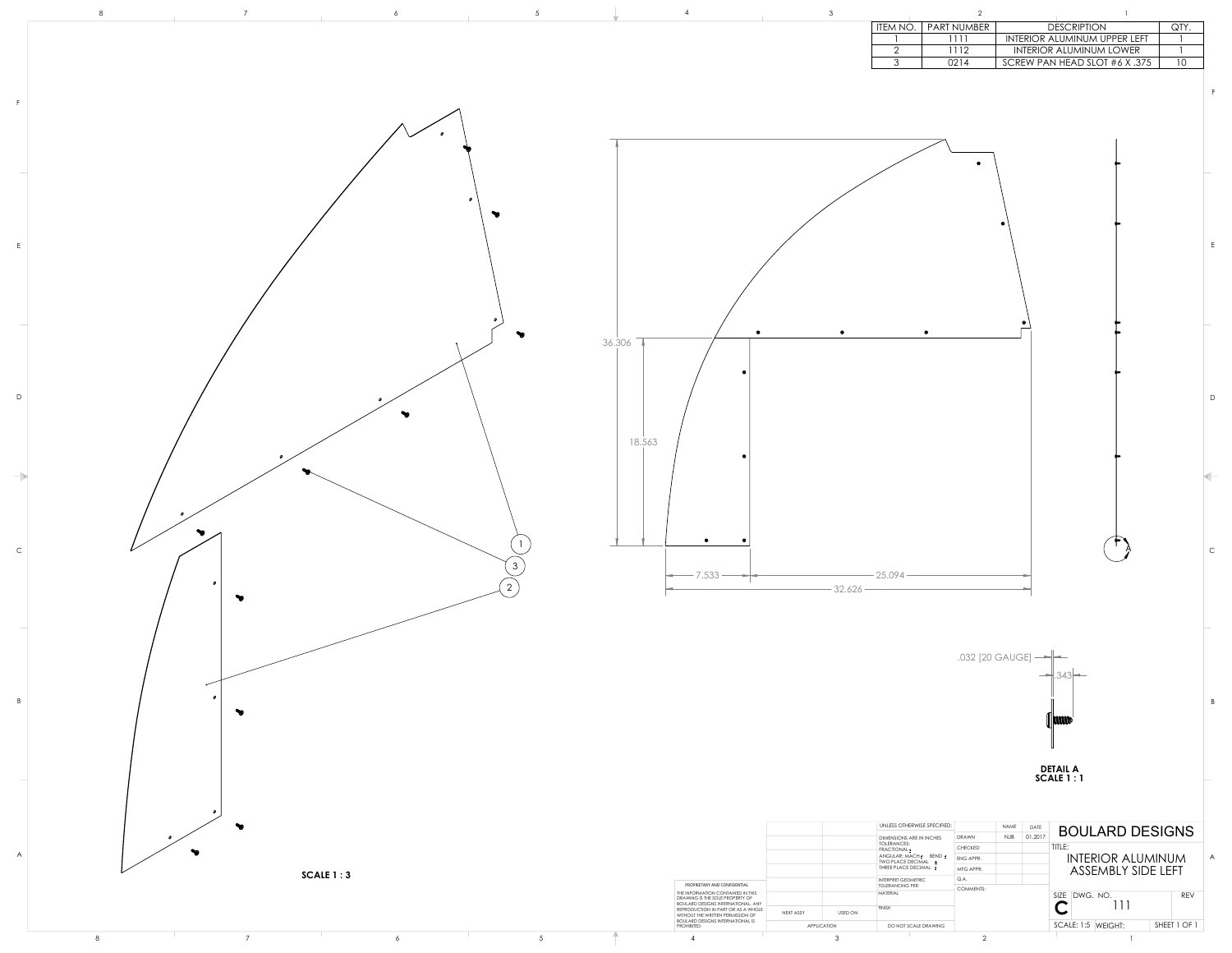| ITEM NO. | PART NUMBER | DESCRIPTION | QTY. |
|---|---|---|---|
| 1 | 1111 | INTERIOR ALUMINUM UPPER LEFT | 1 |
| 2 | 1112 | INTERIOR ALUMINUM LOWER | 1 |
| 3 | 0214 | SCREW PAN HEAD SLOT #6 X .375 | 10 |

SCALE 1 : 3

36.306

18.563

7.533

25.094

32.626

.032 [20 GAUGE]

.343

**DETAIL A**
**SCALE 1 : 1**

| | | | | |
|---|---|---|---|---|
| UNLESS OTHERWISE SPECIFIED: | | NAME | DATE | BOULARD DESIGNS |
| DIMENSIONS ARE IN INCHES TOLERANCES: FRACTIONAL ANGULAR: MACH BEND TWO PLACE DECIMAL THREE PLACE DECIMAL | DRAWN | NJB | 01.2017 | TITLE: INTERIOR ALUMINUM ASSEMBLY SIDE LEFT |
| | CHECKED | | | |
| | ENG APPR. | | | |
| | MFG APPR. | | | |
| INTERPRET GEOMETRIC TOLERANCING PER: | Q.A. | | | |
| MATERIAL | COMMENTS: | | | SIZE C DWG. NO. 111 REV |
| FINISH | | | | |
| DO NOT SCALE DRAWING | | | | SCALE: 1:5 WEIGHT: SHEET 1 OF 1 |

| NEXT ASSY | USED ON |
|---|---|
| APPLICATION | |

PROPRIETARY AND CONFIDENTIAL
THE INFORMATION CONTAINED IN THIS DRAWING IS THE SOLE PROPERTY OF BOULARD DESIGNS INTERNATIONAL. ANY REPRODUCTION IN PART OR AS A WHOLE WITHOUT THE WRITTEN PERMISSION OF BOULARD DESIGNS INTERNATIONAL IS PROHIBITED.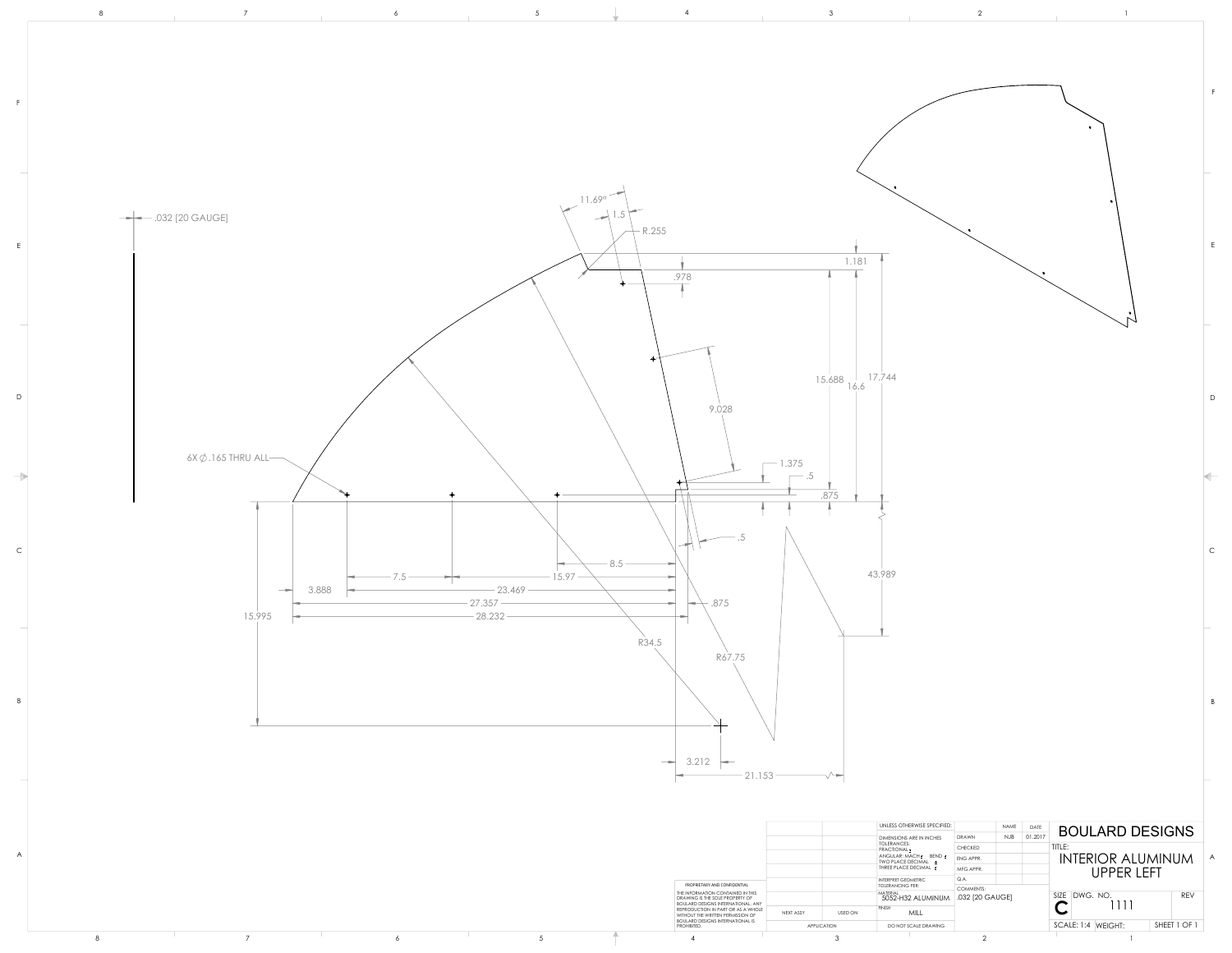.032 [20 GAUGE]

11.69°

1.5

R.255

1.181

.978

15.688

16.6

17.744

9.028

6X ∅.165 THRU ALL

1.375

.5

.875

.5

8.5

7.5

15.97

3.888

23.469

27.357

.875

28.232

15.995

43.989

R34.5

R67.75

3.212

21.153

| | | UNLESS OTHERWISE SPECIFIED: | | NAME | DATE |
|---|---|---|---|---|---|
| | | DIMENSIONS ARE IN INCHES TOLERANCES: FRACTIONAL ± ANGULAR: MACH ± BEND ± TWO PLACE DECIMAL ± THREE PLACE DECIMAL ± | DRAWN | NJB | 01.2017 |
| | | | CHECKED | | |
| | | | ENG APPR. | | |
| | | | MFG APPR. | | |
| | | INTERPRET GEOMETRIC TOLERANCING PER: | Q.A. | | |
| | | MATERIAL: 5052-H32 ALUMINUM | COMMENTS: .032 [20 GAUGE] | | |
| NEXT ASSY | USED ON | FINISH MILL | | | |
| APPLICATION | | DO NOT SCALE DRAWING | | | |

PROPRIETARY AND CONFIDENTIAL

THE INFORMATION CONTAINED IN THIS DRAWING IS THE SOLE PROPERTY OF BOULARD DESIGNS INTERNATIONAL. ANY REPRODUCTION IN PART OR AS A WHOLE WITHOUT THE WRITTEN PERMISSION OF BOULARD DESIGNS INTERNATIONAL IS PROHIBITED.

# BOULARD DESIGNS

TITLE: INTERIOR ALUMINUM UPPER LEFT

| SIZE | DWG. NO. | REV |
|---|---|---|
| C | 1111 | |
| SCALE: 1:4 | WEIGHT: | SHEET 1 OF 1 |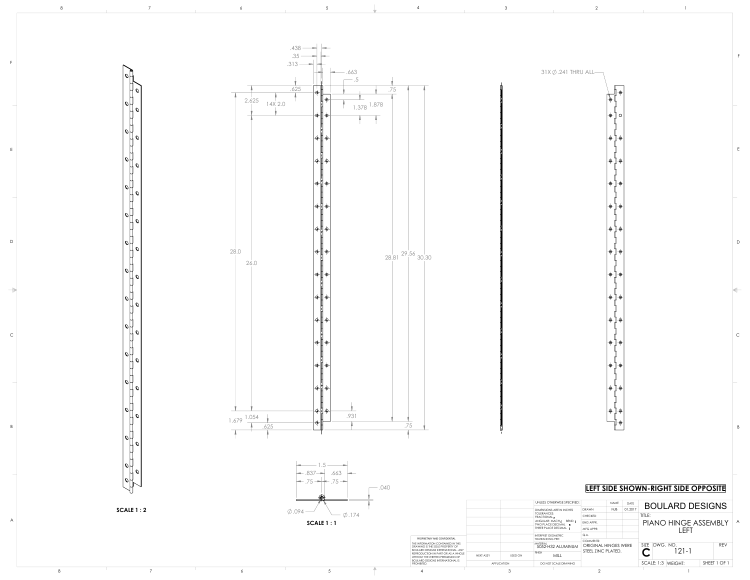31X ∅.241 THRU ALL

.438
.35
.313
.663
.5
.625
.75
2.625
14X 2.0
1.378
1.878
28.0
26.0
28.81
29.56
30.30
1.679
1.054
.625
.931
.75

SCALE 1 : 2

1.5
.837
.663
.75
.75
.040
∅.094
∅.174

SCALE 1 : 1

**LEFT SIDE SHOWN-RIGHT SIDE OPPOSITE**

| UNLESS OTHERWISE SPECIFIED: | | NAME | DATE | |
|---|---|---|---|---|
| DIMENSIONS ARE IN INCHES TOLERANCES: FRACTIONAL ± ANGULAR: MACH ± BEND ± TWO PLACE DECIMAL ± THREE PLACE DECIMAL ± | DRAWN | NJB | 01.2017 | BOULARD DESIGNS |
| | CHECKED | | | TITLE: PIANO HINGE ASSEMBLY LEFT |
| | ENG APPR. | | | |
| | MFG APPR. | | | |
| INTERPRET GEOMETRIC TOLERANCING PER: | Q.A. | | | |
| MATERIAL 5052-H32 ALUMINUM | COMMENTS: ORIGINAL HINGES WERE STEEL ZINC PLATED. | | | SIZE C DWG. NO. 121-1 REV |
| FINISH MILL | | | | |
| DO NOT SCALE DRAWING | | | | SCALE: 1:3 WEIGHT: SHEET 1 OF 1 |

| NEXT ASSY | USED ON |
|---|---|
| APPLICATION | |

PROPRIETARY AND CONFIDENTIAL

THE INFORMATION CONTAINED IN THIS DRAWING IS THE SOLE PROPERTY OF BOULARD DESIGNS INTERNATIONAL. ANY REPRODUCTION IN PART OR AS A WHOLE WITHOUT THE WRITTEN PERMISSION OF BOULARD DESIGNS INTERNATIONAL IS PROHIBITED.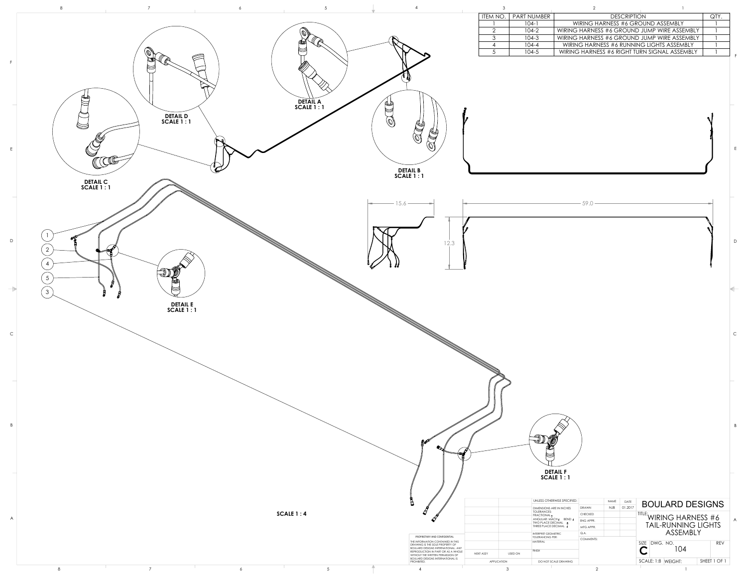| ITEM NO. | PART NUMBER | DESCRIPTION | QTY. |
| --- | --- | --- | --- |
| 1 | 104-1 | WIRING HARNESS #6 GROUND ASSEMBLY | 1 |
| 2 | 104-2 | WIRING HARNESS #6 GROUND JUMP WIRE ASSEMBLY | 1 |
| 3 | 104-3 | WIRING HARNESS #6 GROUND JUMP WIRE ASSEMBLY | 1 |
| 4 | 104-4 | WIRING HARNESS #6 RUNNING LIGHTS ASSEMBLY | 1 |
| 5 | 104-5 | WIRING HARNESS #6 RIGHT TURN SIGNAL ASSEMBLY | 1 |

DETAIL A
SCALE 1 : 1

DETAIL B
SCALE 1 : 1

DETAIL C
SCALE 1 : 1

DETAIL D
SCALE 1 : 1

DETAIL E
SCALE 1 : 1

DETAIL F
SCALE 1 : 1

15.6

59.0

12.3

SCALE 1 : 4

UNLESS OTHERWISE SPECIFIED:
DIMENSIONS ARE IN INCHES
TOLERANCES:
FRACTIONAL ±
ANGULAR: MACH ± BEND ±
TWO PLACE DECIMAL ±
THREE PLACE DECIMAL ±

INTERPRET GEOMETRIC TOLERANCING PER:
MATERIAL
FINISH

DO NOT SCALE DRAWING

| | NAME | DATE |
| --- | --- | --- |
| DRAWN | NJB | 01.2017 |
| CHECKED | | |
| ENG APPR. | | |
| MFG APPR. | | |
| Q.A. | | |
| COMMENTS: | | |

PROPRIETARY AND CONFIDENTIAL

THE INFORMATION CONTAINED IN THIS DRAWING IS THE SOLE PROPERTY OF BOULARD DESIGNS INTERNATIONAL. ANY REPRODUCTION IN PART OR AS A WHOLE WITHOUT THE WRITTEN PERMISSION OF BOULARD DESIGNS INTERNATIONAL IS PROHIBITED.

NEXT ASSY | USED ON
APPLICATION

BOULARD DESIGNS

TITLE: WIRING HARNESS #6 TAIL-RUNNING LIGHTS ASSEMBLY

SIZE C | DWG. NO. 104 | REV

SCALE: 1:8 | WEIGHT: | SHEET 1 OF 1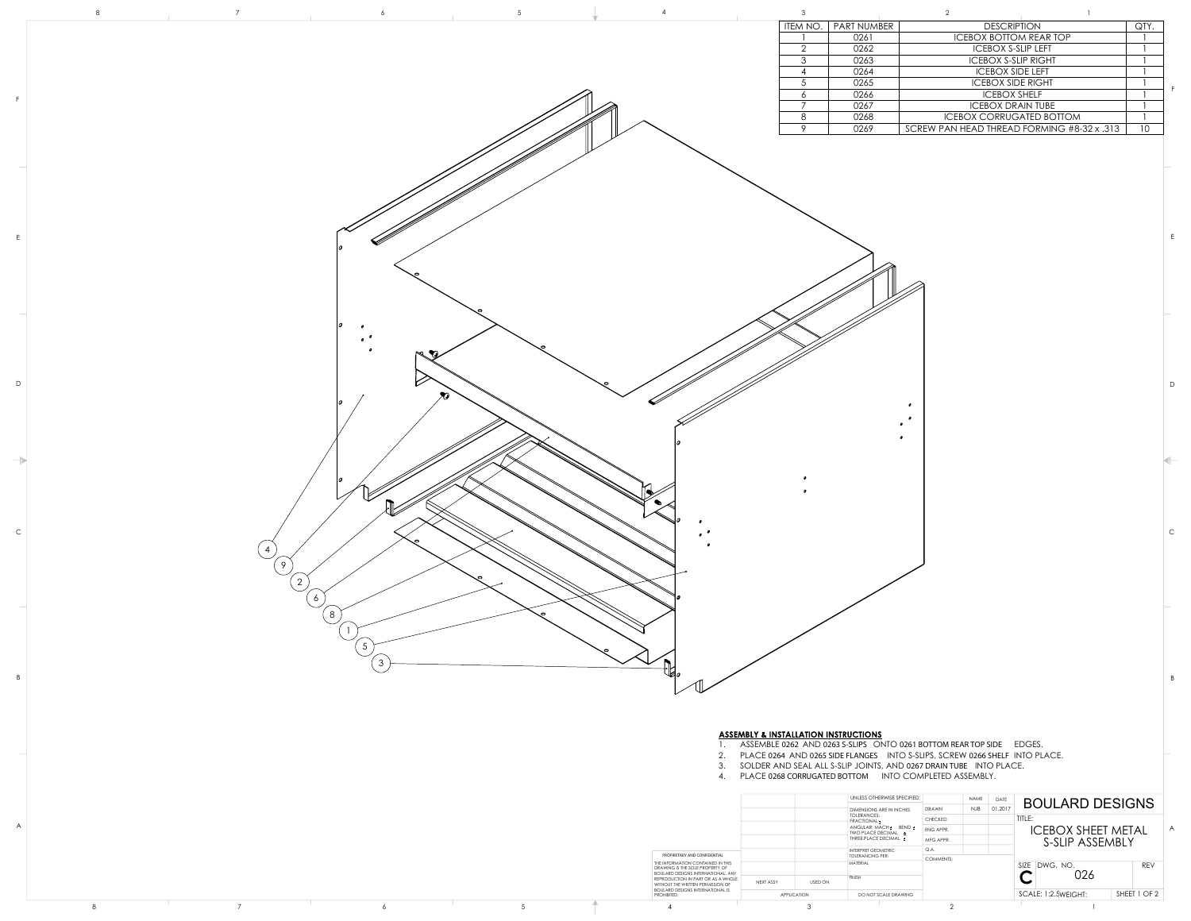| ITEM NO. | PART NUMBER | DESCRIPTION | QTY. |
|---|---|---|---|
| 1 | 0261 | ICEBOX BOTTOM REAR TOP | 1 |
| 2 | 0262 | ICEBOX S-SLIP LEFT | 1 |
| 3 | 0263 | ICEBOX S-SLIP RIGHT | 1 |
| 4 | 0264 | ICEBOX SIDE LEFT | 1 |
| 5 | 0265 | ICEBOX SIDE RIGHT | 1 |
| 6 | 0266 | ICEBOX SHELF | 1 |
| 7 | 0267 | ICEBOX DRAIN TUBE | 1 |
| 8 | 0268 | ICEBOX CORRUGATED BOTTOM | 1 |
| 9 | 0269 | SCREW PAN HEAD THREAD FORMING #8-32 x .313 | 10 |

4 9 2 6 8 1 5 3

**ASSEMBLY & INSTALLATION INSTRUCTIONS**

1. ASSEMBLE 0262 AND 0263 S-SLIPS ONTO 0261 BOTTOM REAR TOP SIDE EDGES.
2. PLACE 0264 AND 0265 SIDE FLANGES INTO S-SLIPS, SCREW 0266 SHELF INTO PLACE.
3. SOLDER AND SEAL ALL S-SLIP JOINTS, AND 0267 DRAIN TUBE INTO PLACE.
4. PLACE 0268 CORRUGATED BOTTOM INTO COMPLETED ASSEMBLY.

PROPRIETARY AND CONFIDENTIAL

THE INFORMATION CONTAINED IN THIS DRAWING IS THE SOLE PROPERTY OF BOULARD DESIGNS INTERNATIONAL. ANY REPRODUCTION IN PART OR AS A WHOLE WITHOUT THE WRITTEN PERMISSION OF BOULARD DESIGNS INTERNATIONAL IS PROHIBITED.

| NEXT ASSY | USED ON |
|---|---|
| APPLICATION | |

UNLESS OTHERWISE SPECIFIED:
DIMENSIONS ARE IN INCHES
TOLERANCES:
FRACTIONAL ±
ANGULAR: MACH ± BEND ±
TWO PLACE DECIMAL ±
THREE PLACE DECIMAL ±
INTERPRET GEOMETRIC TOLERANCING PER:
MATERIAL
FINISH
DO NOT SCALE DRAWING

| | NAME | DATE |
|---|---|---|
| DRAWN | NJB | 01.2017 |
| CHECKED | | |
| ENG APPR. | | |
| MFG APPR. | | |
| Q.A. | | |
| COMMENTS: | | |

BOULARD DESIGNS

TITLE: ICEBOX SHEET METAL S-SLIP ASSEMBLY

SIZE C | DWG. NO. 026 | REV

SCALE: 1:2.5 | WEIGHT: | SHEET 1 OF 2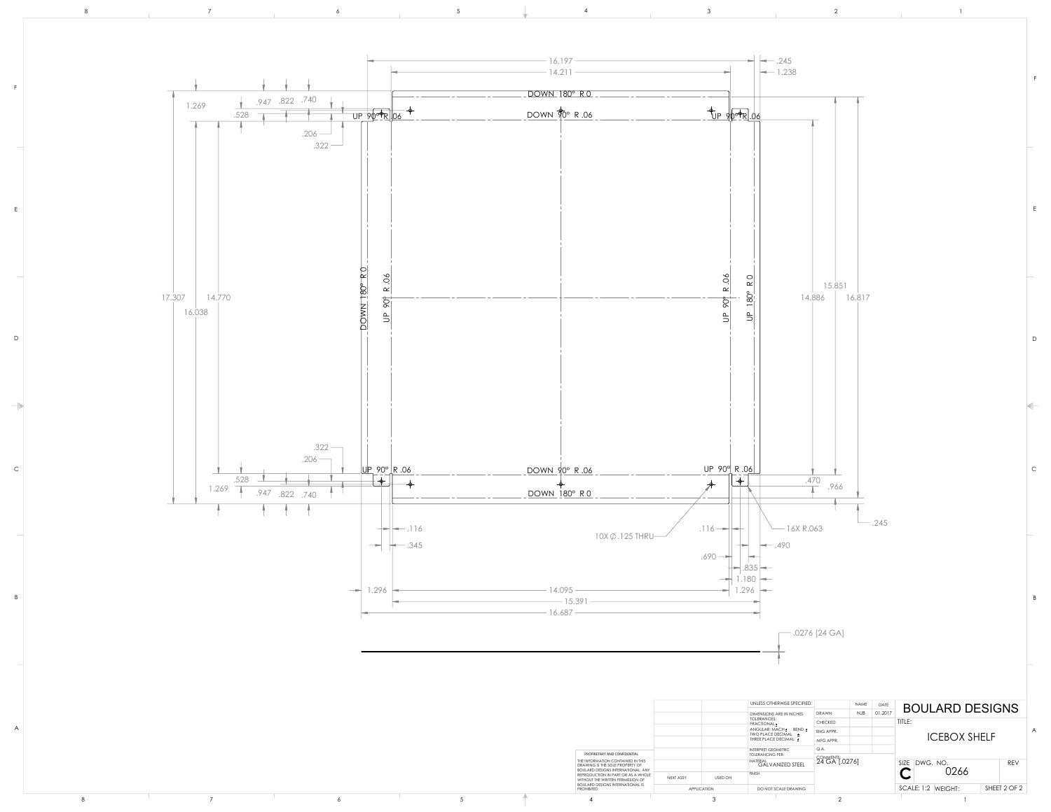UP 90° R .06

DOWN 180° R 0

DOWN 90° R .06

10X ∅ .125 THRU

16X R.063

.0276 [24 GA]

| UNLESS OTHERWISE SPECIFIED: | | NAME | DATE |
|---|---|---|---|
| DIMENSIONS ARE IN INCHES | DRAWN | NJB | 01.2017 |
| TOLERANCES: | CHECKED | | |
| FRACTIONAL ± | ENG APPR. | | |
| ANGULAR: MACH ± BEND ± | MFG APPR. | | |
| TWO PLACE DECIMAL ± | Q.A. | | |
| THREE PLACE DECIMAL ± | COMMENTS: | | |
| INTERPRET GEOMETRIC TOLERANCING PER: | 24 GA [.0276] | | |
| MATERIAL: GALVANIZED STEEL | | | |
| FINISH | | | |
| DO NOT SCALE DRAWING | | | |

| NEXT ASSY | USED ON |
|---|---|
| APPLICATION | |

PROPRIETARY AND CONFIDENTIAL

THE INFORMATION CONTAINED IN THIS DRAWING IS THE SOLE PROPERTY OF BOULARD DESIGNS INTERNATIONAL. ANY REPRODUCTION IN PART OR AS A WHOLE WITHOUT THE WRITTEN PERMISSION OF BOULARD DESIGNS INTERNATIONAL IS PROHIBITED.

# BOULARD DESIGNS

TITLE: ICEBOX SHELF

| SIZE | DWG. NO. | REV |
|---|---|---|
| C | 0266 | |

SCALE: 1:2 WEIGHT: SHEET 2 OF 2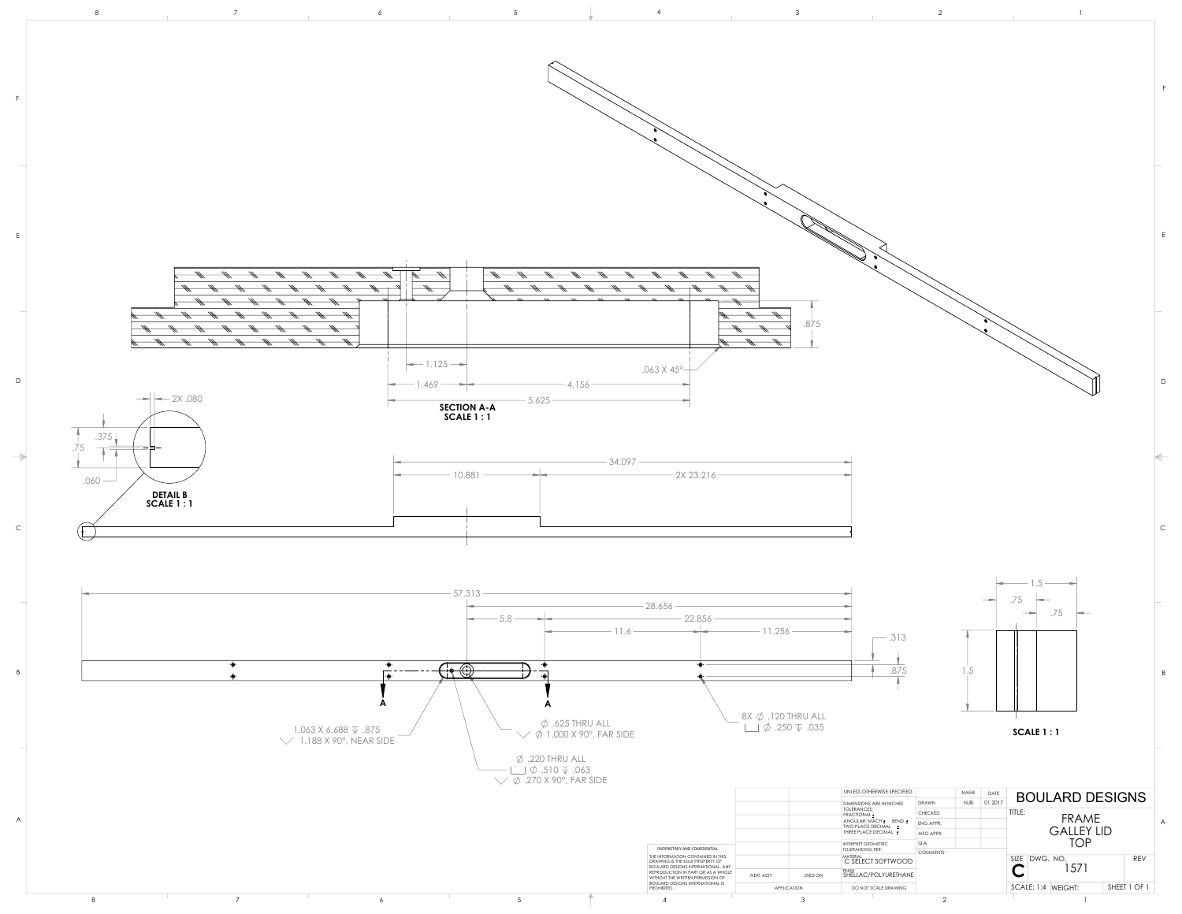SECTION A-A
SCALE 1 : 1

.875
1.125
1.469
4.156
5.625
.063 X 45°

DETAIL B
SCALE 1 : 1

2X .080
.375
.75
.060

34.097
10.881
2X 23.216

57.313
28.656
5.8
22.856
11.6
11.256
.313
.875

A
A

1.063 X 6.688 ↧ .875
⌵ 1.188 X 90°, NEAR SIDE

∅ .625 THRU ALL
⌵ ∅ 1.000 X 90°, FAR SIDE

∅ .220 THRU ALL
⌴ ∅ .510 ↧ .063
⌵ ∅ .270 X 90°, FAR SIDE

8X ∅ .120 THRU ALL
⌴ ∅ .250 ↧ .035

1.5
.75
.75
1.5

SCALE 1 : 1

| | | | |
|---|---|---|---|
| UNLESS OTHERWISE SPECIFIED: | | NAME | DATE |
| DIMENSIONS ARE IN INCHES<br>TOLERANCES:<br>FRACTIONAL ±<br>ANGULAR: MACH ± BEND ±<br>TWO PLACE DECIMAL ±<br>THREE PLACE DECIMAL ± | DRAWN | NJB | 01.2017 |
| | CHECKED | | |
| | ENG APPR. | | |
| | MFG APPR. | | |
| INTERPRET GEOMETRIC TOLERANCING PER: | Q.A. | | |
| MATERIAL<br>C SELECT SOFTWOOD | COMMENTS: | | |
| FINISH<br>SHELLAC/POLYURETHANE | | | |
| DO NOT SCALE DRAWING | | | |

| | |
|---|---|
| NEXT ASSY | USED ON |
| APPLICATION | |

PROPRIETARY AND CONFIDENTIAL

THE INFORMATION CONTAINED IN THIS DRAWING IS THE SOLE PROPERTY OF BOULARD DESIGNS INTERNATIONAL. ANY REPRODUCTION IN PART OR AS A WHOLE WITHOUT THE WRITTEN PERMISSION OF BOULARD DESIGNS INTERNATIONAL IS PROHIBITED.

# BOULARD DESIGNS

TITLE:
FRAME
GALLEY LID
TOP

| SIZE | DWG. NO. | REV |
|---|---|---|
| C | 1571 | |
| SCALE: 1:4 | WEIGHT: | SHEET 1 OF 1 |